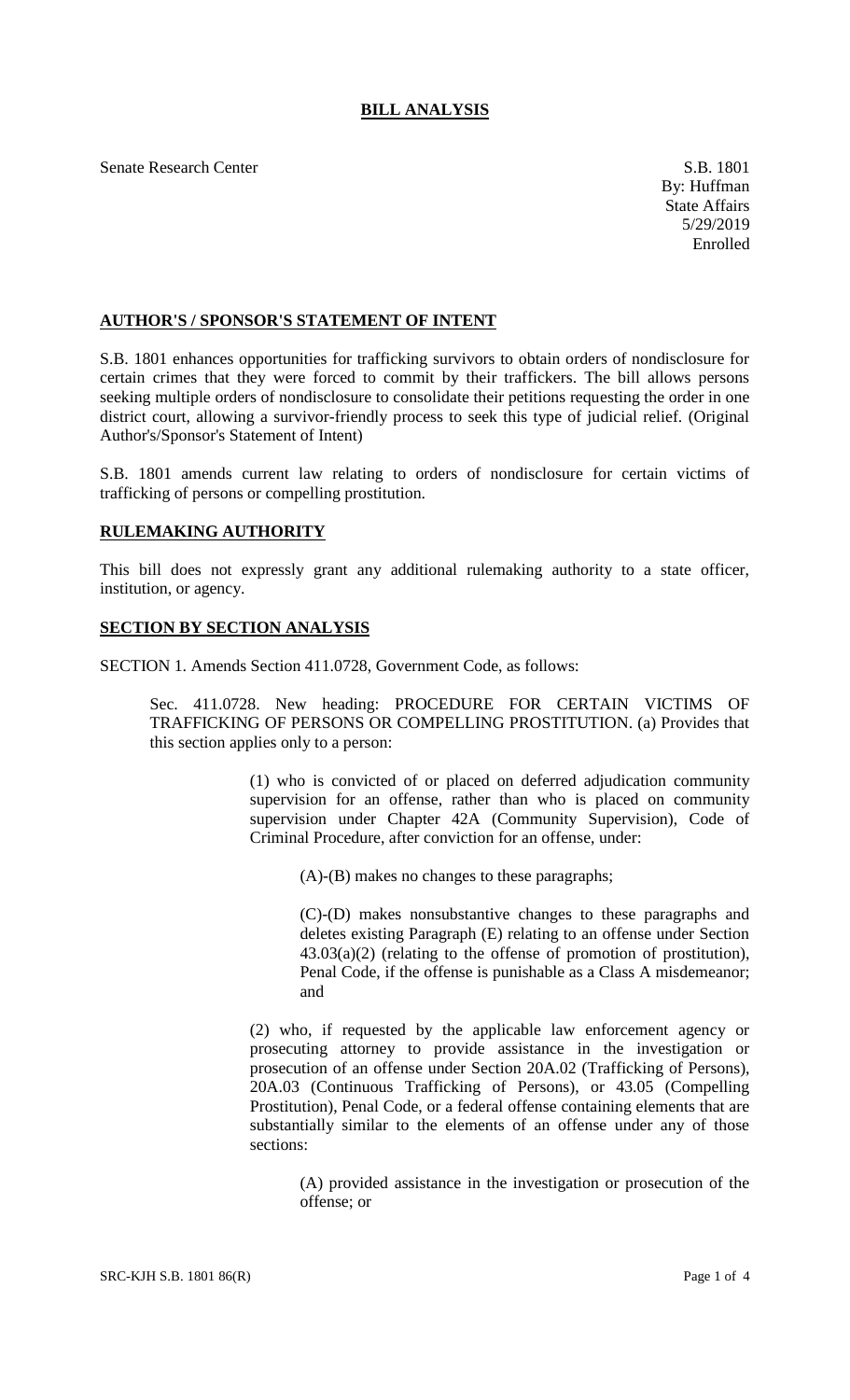# BILL ANALYSIS

Senate Research Center

S.B. 1801
By: Huffman
State Affairs
5/29/2019
Enrolled

## AUTHOR'S / SPONSOR'S STATEMENT OF INTENT

S.B. 1801 enhances opportunities for trafficking survivors to obtain orders of nondisclosure for certain crimes that they were forced to commit by their traffickers. The bill allows persons seeking multiple orders of nondisclosure to consolidate their petitions requesting the order in one district court, allowing a survivor-friendly process to seek this type of judicial relief. (Original Author's/Sponsor's Statement of Intent)

S.B. 1801 amends current law relating to orders of nondisclosure for certain victims of trafficking of persons or compelling prostitution.

## RULEMAKING AUTHORITY

This bill does not expressly grant any additional rulemaking authority to a state officer, institution, or agency.

## SECTION BY SECTION ANALYSIS

SECTION 1. Amends Section 411.0728, Government Code, as follows:

Sec. 411.0728. New heading: PROCEDURE FOR CERTAIN VICTIMS OF TRAFFICKING OF PERSONS OR COMPELLING PROSTITUTION. (a) Provides that this section applies only to a person:

(1) who is convicted of or placed on deferred adjudication community supervision for an offense, rather than who is placed on community supervision under Chapter 42A (Community Supervision), Code of Criminal Procedure, after conviction for an offense, under:

(A)-(B) makes no changes to these paragraphs;

(C)-(D) makes nonsubstantive changes to these paragraphs and deletes existing Paragraph (E) relating to an offense under Section 43.03(a)(2) (relating to the offense of promotion of prostitution), Penal Code, if the offense is punishable as a Class A misdemeanor; and

(2) who, if requested by the applicable law enforcement agency or prosecuting attorney to provide assistance in the investigation or prosecution of an offense under Section 20A.02 (Trafficking of Persons), 20A.03 (Continuous Trafficking of Persons), or 43.05 (Compelling Prostitution), Penal Code, or a federal offense containing elements that are substantially similar to the elements of an offense under any of those sections:

(A) provided assistance in the investigation or prosecution of the offense; or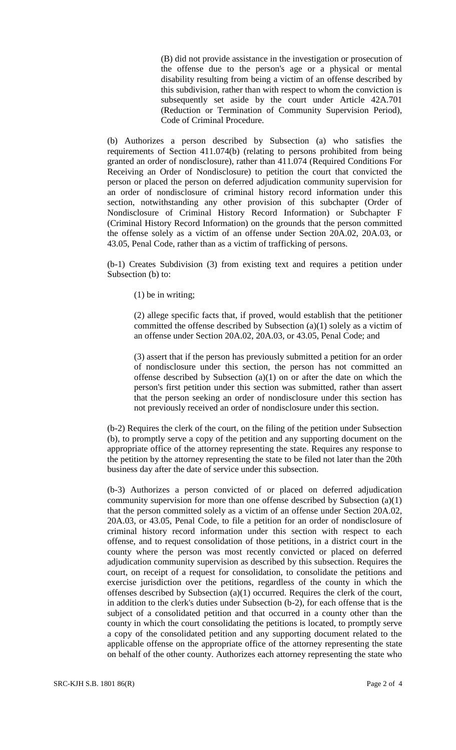(B) did not provide assistance in the investigation or prosecution of the offense due to the person's age or a physical or mental disability resulting from being a victim of an offense described by this subdivision, rather than with respect to whom the conviction is subsequently set aside by the court under Article 42A.701 (Reduction or Termination of Community Supervision Period), Code of Criminal Procedure.

(b) Authorizes a person described by Subsection (a) who satisfies the requirements of Section 411.074(b) (relating to persons prohibited from being granted an order of nondisclosure), rather than 411.074 (Required Conditions For Receiving an Order of Nondisclosure) to petition the court that convicted the person or placed the person on deferred adjudication community supervision for an order of nondisclosure of criminal history record information under this section, notwithstanding any other provision of this subchapter (Order of Nondisclosure of Criminal History Record Information) or Subchapter F (Criminal History Record Information) on the grounds that the person committed the offense solely as a victim of an offense under Section 20A.02, 20A.03, or 43.05, Penal Code, rather than as a victim of trafficking of persons.

(b-1) Creates Subdivision (3) from existing text and requires a petition under Subsection (b) to:

(1) be in writing;

(2) allege specific facts that, if proved, would establish that the petitioner committed the offense described by Subsection (a)(1) solely as a victim of an offense under Section 20A.02, 20A.03, or 43.05, Penal Code; and

(3) assert that if the person has previously submitted a petition for an order of nondisclosure under this section, the person has not committed an offense described by Subsection (a)(1) on or after the date on which the person's first petition under this section was submitted, rather than assert that the person seeking an order of nondisclosure under this section has not previously received an order of nondisclosure under this section.

(b-2) Requires the clerk of the court, on the filing of the petition under Subsection (b), to promptly serve a copy of the petition and any supporting document on the appropriate office of the attorney representing the state. Requires any response to the petition by the attorney representing the state to be filed not later than the 20th business day after the date of service under this subsection.

(b-3) Authorizes a person convicted of or placed on deferred adjudication community supervision for more than one offense described by Subsection (a)(1) that the person committed solely as a victim of an offense under Section 20A.02, 20A.03, or 43.05, Penal Code, to file a petition for an order of nondisclosure of criminal history record information under this section with respect to each offense, and to request consolidation of those petitions, in a district court in the county where the person was most recently convicted or placed on deferred adjudication community supervision as described by this subsection. Requires the court, on receipt of a request for consolidation, to consolidate the petitions and exercise jurisdiction over the petitions, regardless of the county in which the offenses described by Subsection (a)(1) occurred. Requires the clerk of the court, in addition to the clerk's duties under Subsection (b-2), for each offense that is the subject of a consolidated petition and that occurred in a county other than the county in which the court consolidating the petitions is located, to promptly serve a copy of the consolidated petition and any supporting document related to the applicable offense on the appropriate office of the attorney representing the state on behalf of the other county. Authorizes each attorney representing the state who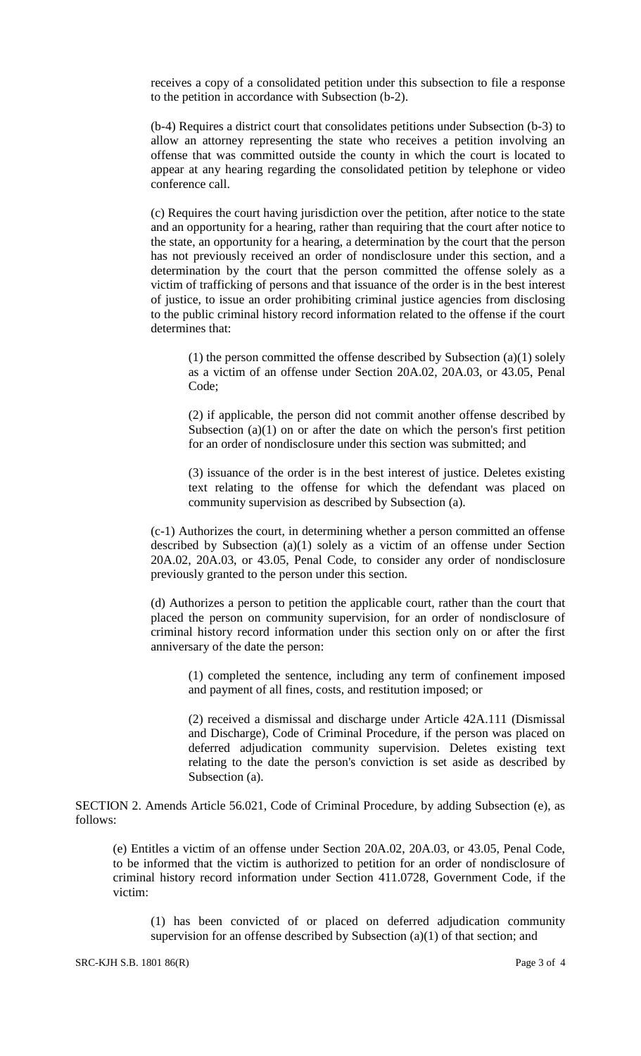receives a copy of a consolidated petition under this subsection to file a response to the petition in accordance with Subsection (b-2).

(b-4) Requires a district court that consolidates petitions under Subsection (b-3) to allow an attorney representing the state who receives a petition involving an offense that was committed outside the county in which the court is located to appear at any hearing regarding the consolidated petition by telephone or video conference call.

(c) Requires the court having jurisdiction over the petition, after notice to the state and an opportunity for a hearing, rather than requiring that the court after notice to the state, an opportunity for a hearing, a determination by the court that the person has not previously received an order of nondisclosure under this section, and a determination by the court that the person committed the offense solely as a victim of trafficking of persons and that issuance of the order is in the best interest of justice, to issue an order prohibiting criminal justice agencies from disclosing to the public criminal history record information related to the offense if the court determines that:

> (1) the person committed the offense described by Subsection (a)(1) solely as a victim of an offense under Section 20A.02, 20A.03, or 43.05, Penal Code;
>
> (2) if applicable, the person did not commit another offense described by Subsection (a)(1) on or after the date on which the person's first petition for an order of nondisclosure under this section was submitted; and
>
> (3) issuance of the order is in the best interest of justice. Deletes existing text relating to the offense for which the defendant was placed on community supervision as described by Subsection (a).

(c-1) Authorizes the court, in determining whether a person committed an offense described by Subsection (a)(1) solely as a victim of an offense under Section 20A.02, 20A.03, or 43.05, Penal Code, to consider any order of nondisclosure previously granted to the person under this section.

(d) Authorizes a person to petition the applicable court, rather than the court that placed the person on community supervision, for an order of nondisclosure of criminal history record information under this section only on or after the first anniversary of the date the person:

> (1) completed the sentence, including any term of confinement imposed and payment of all fines, costs, and restitution imposed; or
>
> (2) received a dismissal and discharge under Article 42A.111 (Dismissal and Discharge), Code of Criminal Procedure, if the person was placed on deferred adjudication community supervision. Deletes existing text relating to the date the person's conviction is set aside as described by Subsection (a).

SECTION 2. Amends Article 56.021, Code of Criminal Procedure, by adding Subsection (e), as follows:

(e) Entitles a victim of an offense under Section 20A.02, 20A.03, or 43.05, Penal Code, to be informed that the victim is authorized to petition for an order of nondisclosure of criminal history record information under Section 411.0728, Government Code, if the victim:

> (1) has been convicted of or placed on deferred adjudication community supervision for an offense described by Subsection (a)(1) of that section; and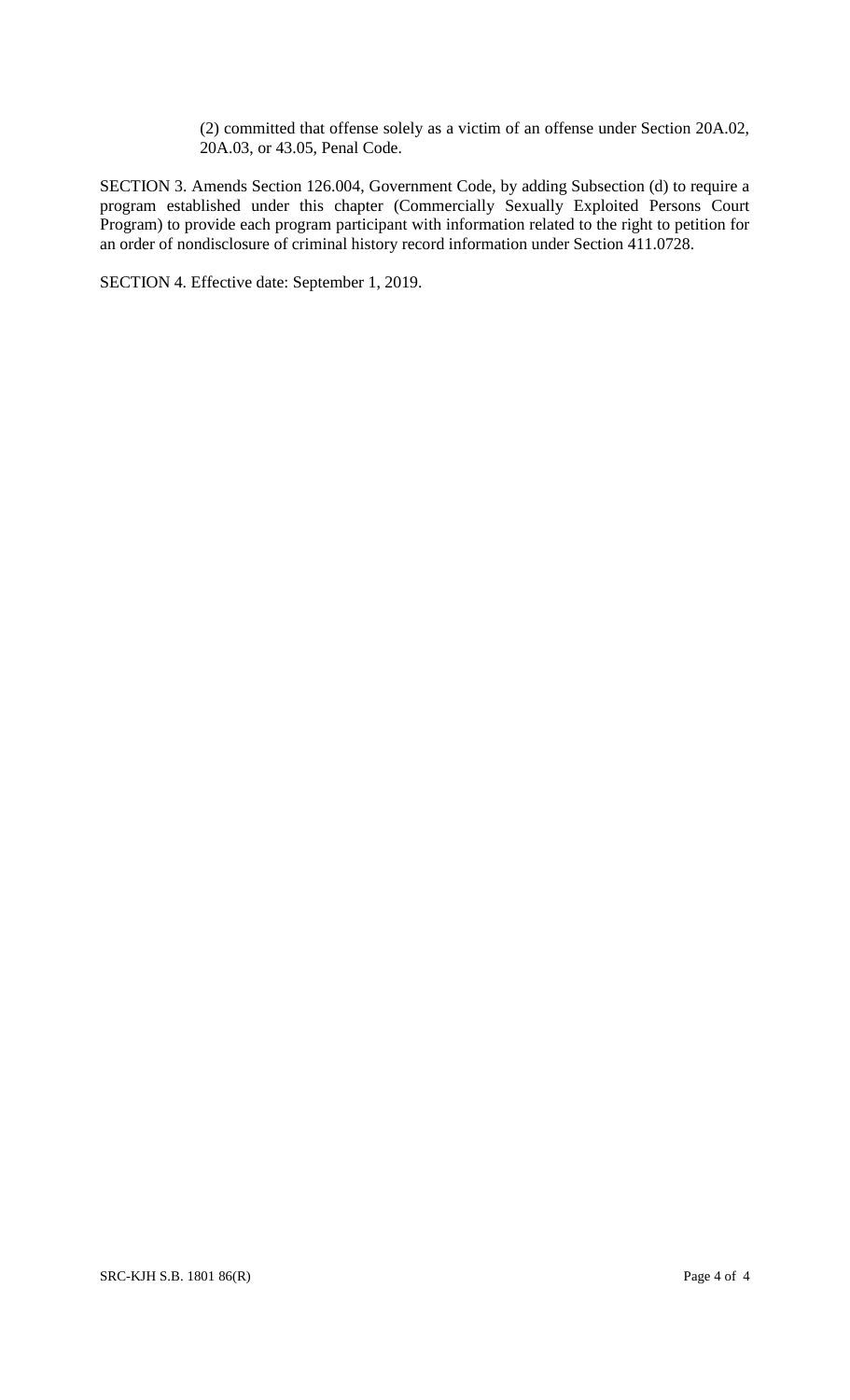(2) committed that offense solely as a victim of an offense under Section 20A.02, 20A.03, or 43.05, Penal Code.

SECTION 3. Amends Section 126.004, Government Code, by adding Subsection (d) to require a program established under this chapter (Commercially Sexually Exploited Persons Court Program) to provide each program participant with information related to the right to petition for an order of nondisclosure of criminal history record information under Section 411.0728.

SECTION 4. Effective date: September 1, 2019.